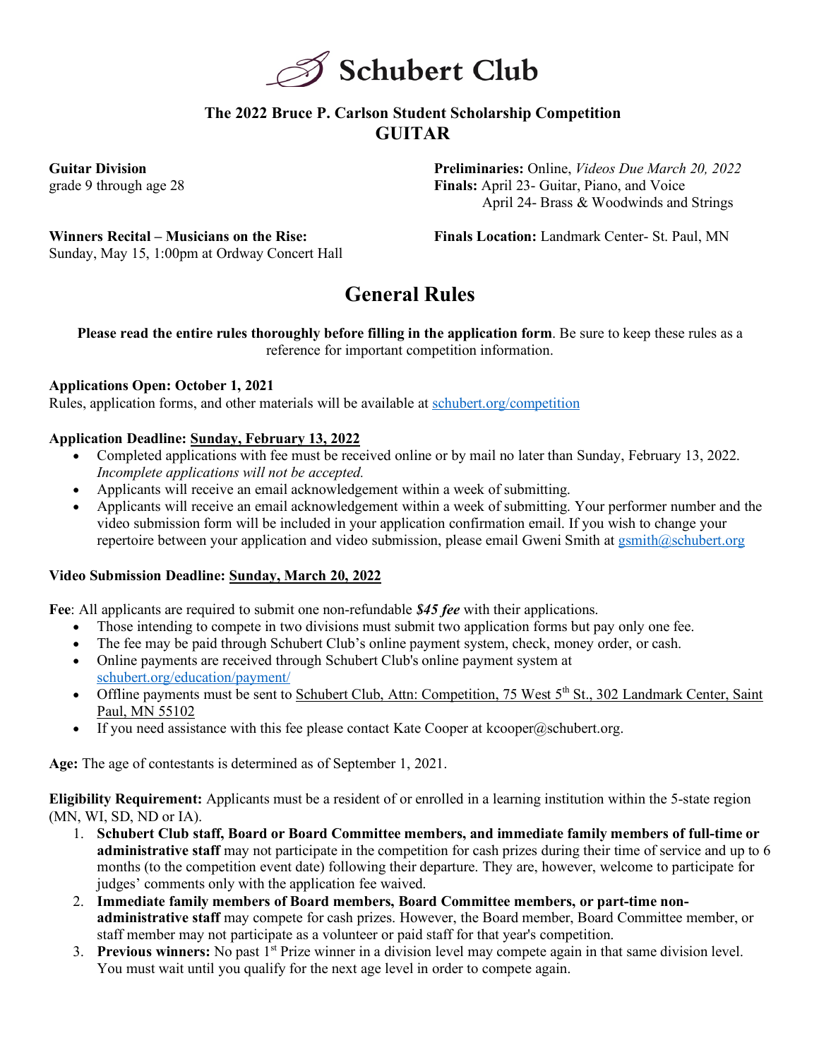# Schubert Club

## The 2022 Bruce P. Carlson Student Scholarship Competition
## GUITAR

**Guitar Division**
grade 9 through age 28

**Preliminaries:** Online, *Videos Due March 20, 2022*
**Finals:** April 23- Guitar, Piano, and Voice
April 24- Brass & Woodwinds and Strings

**Winners Recital – Musicians on the Rise:**
Sunday, May 15, 1:00pm at Ordway Concert Hall

**Finals Location:** Landmark Center- St. Paul, MN

# General Rules

**Please read the entire rules thoroughly before filling in the application form**. Be sure to keep these rules as a reference for important competition information.

**Applications Open: October 1, 2021**
Rules, application forms, and other materials will be available at schubert.org/competition

**Application Deadline: Sunday, February 13, 2022**

- Completed applications with fee must be received online or by mail no later than Sunday, February 13, 2022. *Incomplete applications will not be accepted.*
- Applicants will receive an email acknowledgement within a week of submitting.
- Applicants will receive an email acknowledgement within a week of submitting. Your performer number and the video submission form will be included in your application confirmation email. If you wish to change your repertoire between your application and video submission, please email Gweni Smith at gsmith@schubert.org

**Video Submission Deadline: Sunday, March 20, 2022**

**Fee**: All applicants are required to submit one non-refundable ***$45 fee*** with their applications.

- Those intending to compete in two divisions must submit two application forms but pay only one fee.
- The fee may be paid through Schubert Club's online payment system, check, money order, or cash.
- Online payments are received through Schubert Club's online payment system at schubert.org/education/payment/
- Offline payments must be sent to Schubert Club, Attn: Competition, 75 West 5th St., 302 Landmark Center, Saint Paul, MN 55102
- If you need assistance with this fee please contact Kate Cooper at kcooper@schubert.org.

**Age:** The age of contestants is determined as of September 1, 2021.

**Eligibility Requirement:** Applicants must be a resident of or enrolled in a learning institution within the 5-state region (MN, WI, SD, ND or IA).

1. **Schubert Club staff, Board or Board Committee members, and immediate family members of full-time or administrative staff** may not participate in the competition for cash prizes during their time of service and up to 6 months (to the competition event date) following their departure. They are, however, welcome to participate for judges' comments only with the application fee waived.
2. **Immediate family members of Board members, Board Committee members, or part-time non-administrative staff** may compete for cash prizes. However, the Board member, Board Committee member, or staff member may not participate as a volunteer or paid staff for that year's competition.
3. **Previous winners:** No past 1st Prize winner in a division level may compete again in that same division level. You must wait until you qualify for the next age level in order to compete again.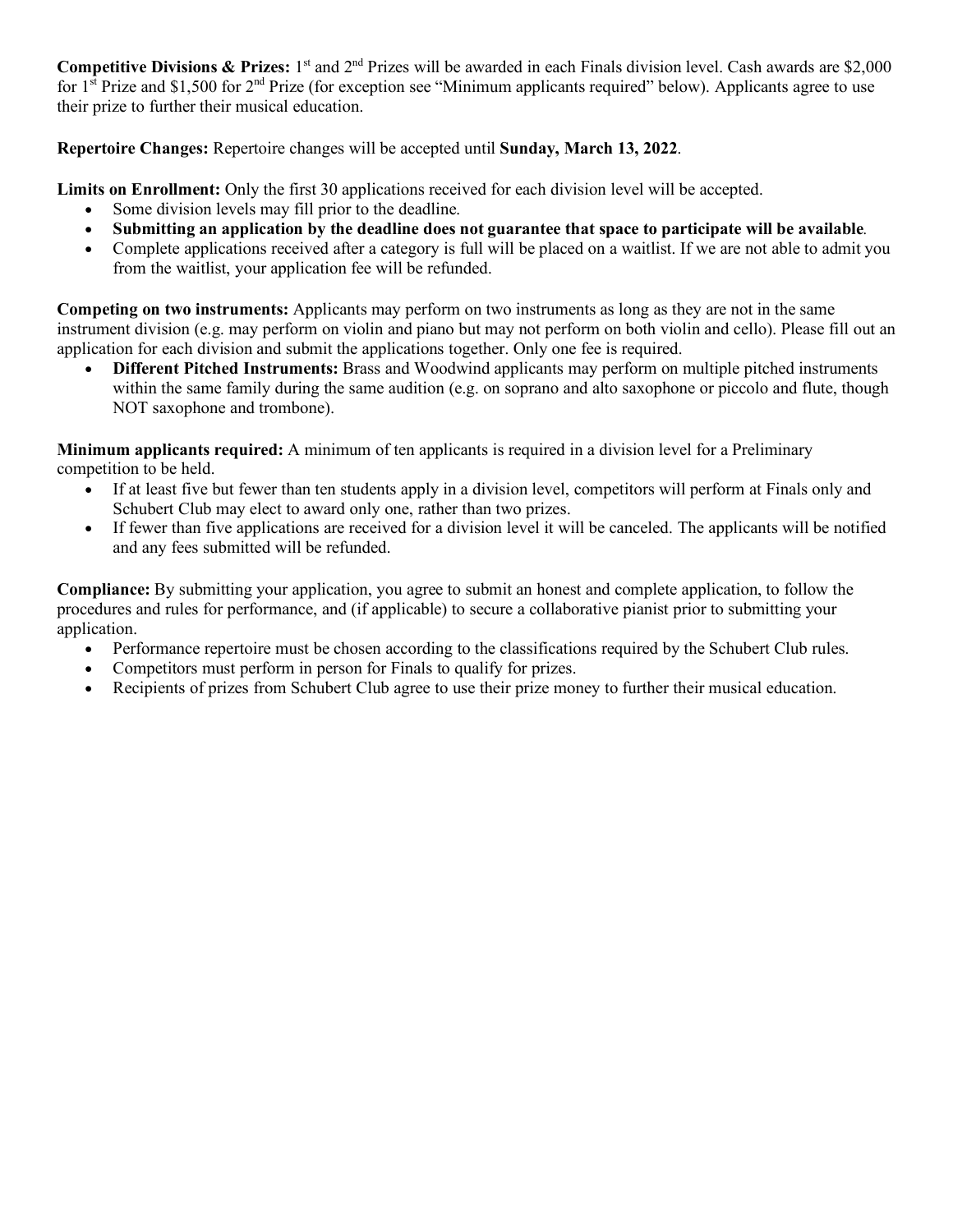**Competitive Divisions & Prizes:** 1st and 2nd Prizes will be awarded in each Finals division level. Cash awards are $2,000 for 1st Prize and $1,500 for 2nd Prize (for exception see "Minimum applicants required" below). Applicants agree to use their prize to further their musical education.

**Repertoire Changes:** Repertoire changes will be accepted until **Sunday, March 13, 2022**.

**Limits on Enrollment:** Only the first 30 applications received for each division level will be accepted.

- Some division levels may fill prior to the deadline.
- **Submitting an application by the deadline does not guarantee that space to participate will be available**.
- Complete applications received after a category is full will be placed on a waitlist. If we are not able to admit you from the waitlist, your application fee will be refunded.

**Competing on two instruments:** Applicants may perform on two instruments as long as they are not in the same instrument division (e.g. may perform on violin and piano but may not perform on both violin and cello). Please fill out an application for each division and submit the applications together. Only one fee is required.

- **Different Pitched Instruments:** Brass and Woodwind applicants may perform on multiple pitched instruments within the same family during the same audition (e.g. on soprano and alto saxophone or piccolo and flute, though NOT saxophone and trombone).

**Minimum applicants required:** A minimum of ten applicants is required in a division level for a Preliminary competition to be held.

- If at least five but fewer than ten students apply in a division level, competitors will perform at Finals only and Schubert Club may elect to award only one, rather than two prizes.
- If fewer than five applications are received for a division level it will be canceled. The applicants will be notified and any fees submitted will be refunded.

**Compliance:** By submitting your application, you agree to submit an honest and complete application, to follow the procedures and rules for performance, and (if applicable) to secure a collaborative pianist prior to submitting your application.

- Performance repertoire must be chosen according to the classifications required by the Schubert Club rules.
- Competitors must perform in person for Finals to qualify for prizes.
- Recipients of prizes from Schubert Club agree to use their prize money to further their musical education.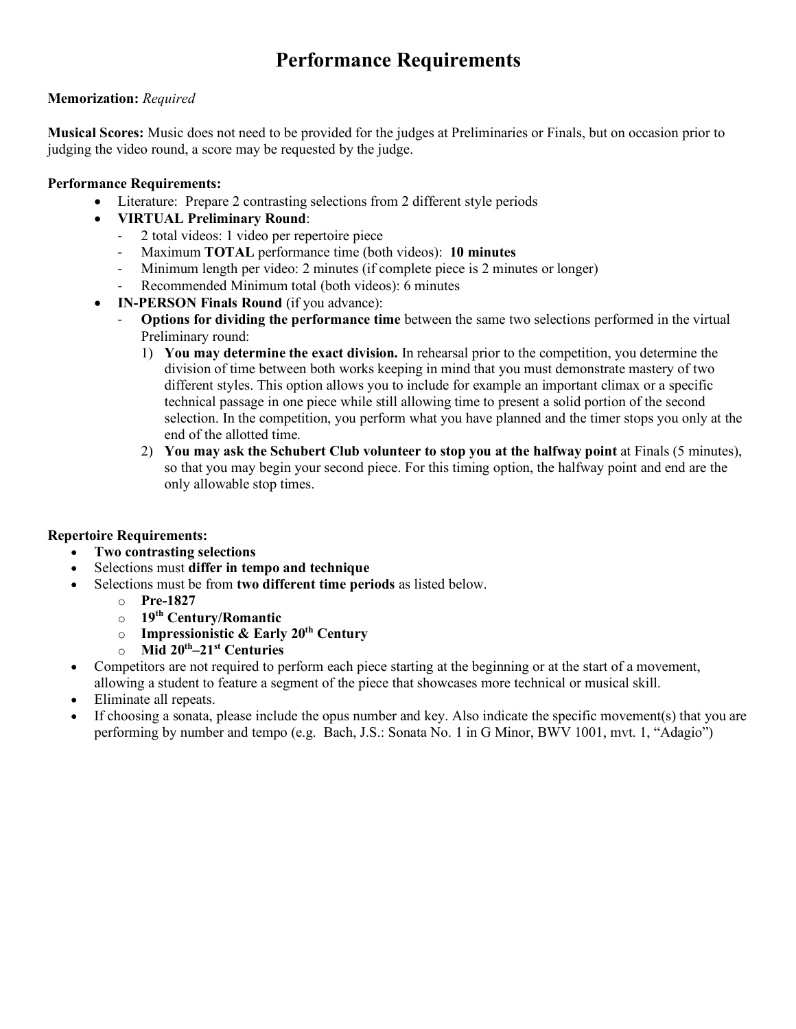# Performance Requirements

**Memorization:** *Required*

**Musical Scores:** Music does not need to be provided for the judges at Preliminaries or Finals, but on occasion prior to judging the video round, a score may be requested by the judge.

**Performance Requirements:**

- Literature: Prepare 2 contrasting selections from 2 different style periods
- **VIRTUAL Preliminary Round**:
  - 2 total videos: 1 video per repertoire piece
  - Maximum **TOTAL** performance time (both videos): **10 minutes**
  - Minimum length per video: 2 minutes (if complete piece is 2 minutes or longer)
  - Recommended Minimum total (both videos): 6 minutes
- **IN-PERSON Finals Round** (if you advance):
  - **Options for dividing the performance time** between the same two selections performed in the virtual Preliminary round:
    1) **You may determine the exact division.** In rehearsal prior to the competition, you determine the division of time between both works keeping in mind that you must demonstrate mastery of two different styles. This option allows you to include for example an important climax or a specific technical passage in one piece while still allowing time to present a solid portion of the second selection. In the competition, you perform what you have planned and the timer stops you only at the end of the allotted time.
    2) **You may ask the Schubert Club volunteer to stop you at the halfway point** at Finals (5 minutes), so that you may begin your second piece. For this timing option, the halfway point and end are the only allowable stop times.

**Repertoire Requirements:**

- **Two contrasting selections**
- Selections must **differ in tempo and technique**
- Selections must be from **two different time periods** as listed below.
  - **Pre-1827**
  - **19th Century/Romantic**
  - **Impressionistic & Early 20th Century**
  - **Mid 20th–21st Centuries**
- Competitors are not required to perform each piece starting at the beginning or at the start of a movement, allowing a student to feature a segment of the piece that showcases more technical or musical skill.
- Eliminate all repeats.
- If choosing a sonata, please include the opus number and key. Also indicate the specific movement(s) that you are performing by number and tempo (e.g. Bach, J.S.: Sonata No. 1 in G Minor, BWV 1001, mvt. 1, "Adagio")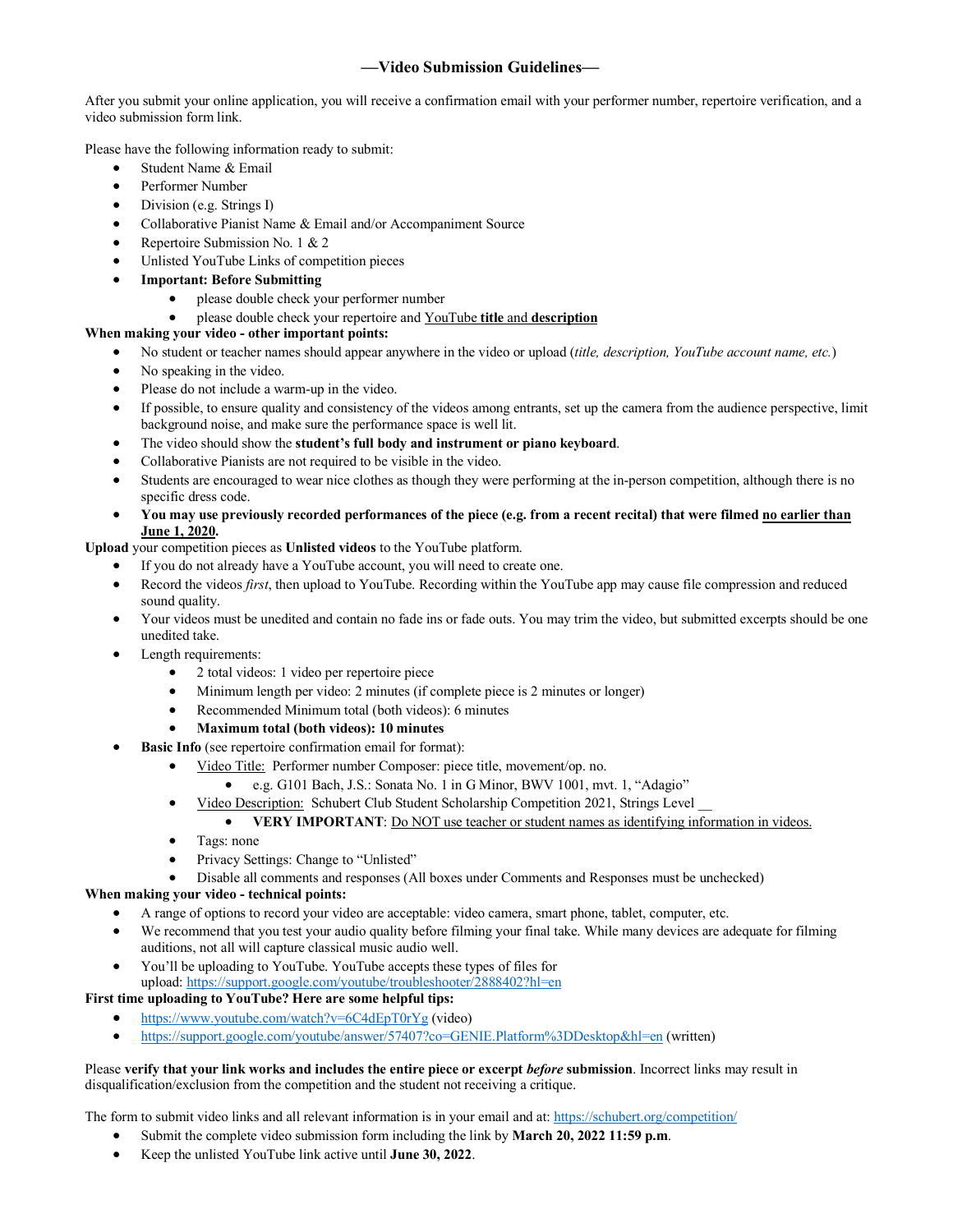## —Video Submission Guidelines—

After you submit your online application, you will receive a confirmation email with your performer number, repertoire verification, and a video submission form link.

Please have the following information ready to submit:

- Student Name & Email
- Performer Number
- Division (e.g. Strings I)
- Collaborative Pianist Name & Email and/or Accompaniment Source
- Repertoire Submission No. 1 & 2
- Unlisted YouTube Links of competition pieces
- **Important: Before Submitting**
    - please double check your performer number
    - please double check your repertoire and YouTube **title** and **description**

**When making your video - other important points:**

- No student or teacher names should appear anywhere in the video or upload (*title, description, YouTube account name, etc.*)
- No speaking in the video.
- Please do not include a warm-up in the video.
- If possible, to ensure quality and consistency of the videos among entrants, set up the camera from the audience perspective, limit background noise, and make sure the performance space is well lit.
- The video should show the **student's full body and instrument or piano keyboard**.
- Collaborative Pianists are not required to be visible in the video.
- Students are encouraged to wear nice clothes as though they were performing at the in-person competition, although there is no specific dress code.
- **You may use previously recorded performances of the piece (e.g. from a recent recital) that were filmed no earlier than June 1, 2020.**

**Upload** your competition pieces as **Unlisted videos** to the YouTube platform.

- If you do not already have a YouTube account, you will need to create one.
- Record the videos *first*, then upload to YouTube. Recording within the YouTube app may cause file compression and reduced sound quality.
- Your videos must be unedited and contain no fade ins or fade outs. You may trim the video, but submitted excerpts should be one unedited take.
- Length requirements:
    - 2 total videos: 1 video per repertoire piece
    - Minimum length per video: 2 minutes (if complete piece is 2 minutes or longer)
    - Recommended Minimum total (both videos): 6 minutes
    - **Maximum total (both videos): 10 minutes**
- **Basic Info** (see repertoire confirmation email for format):
    - Video Title: Performer number Composer: piece title, movement/op. no.
        - e.g. G101 Bach, J.S.: Sonata No. 1 in G Minor, BWV 1001, mvt. 1, "Adagio"
    - Video Description: Schubert Club Student Scholarship Competition 2021, Strings Level __
        - **VERY IMPORTANT**: Do NOT use teacher or student names as identifying information in videos.
    - Tags: none
    - Privacy Settings: Change to "Unlisted"
    - Disable all comments and responses (All boxes under Comments and Responses must be unchecked)

**When making your video - technical points:**

- A range of options to record your video are acceptable: video camera, smart phone, tablet, computer, etc.
- We recommend that you test your audio quality before filming your final take. While many devices are adequate for filming auditions, not all will capture classical music audio well.
- You'll be uploading to YouTube. YouTube accepts these types of files for upload: https://support.google.com/youtube/troubleshooter/2888402?hl=en

**First time uploading to YouTube? Here are some helpful tips:**

- https://www.youtube.com/watch?v=6C4dEpT0rYg (video)
- https://support.google.com/youtube/answer/57407?co=GENIE.Platform%3DDesktop&hl=en (written)

Please **verify that your link works and includes the entire piece or excerpt *before* submission**. Incorrect links may result in disqualification/exclusion from the competition and the student not receiving a critique.

The form to submit video links and all relevant information is in your email and at: https://schubert.org/competition/

- Submit the complete video submission form including the link by **March 20, 2022 11:59 p.m**.
- Keep the unlisted YouTube link active until **June 30, 2022**.